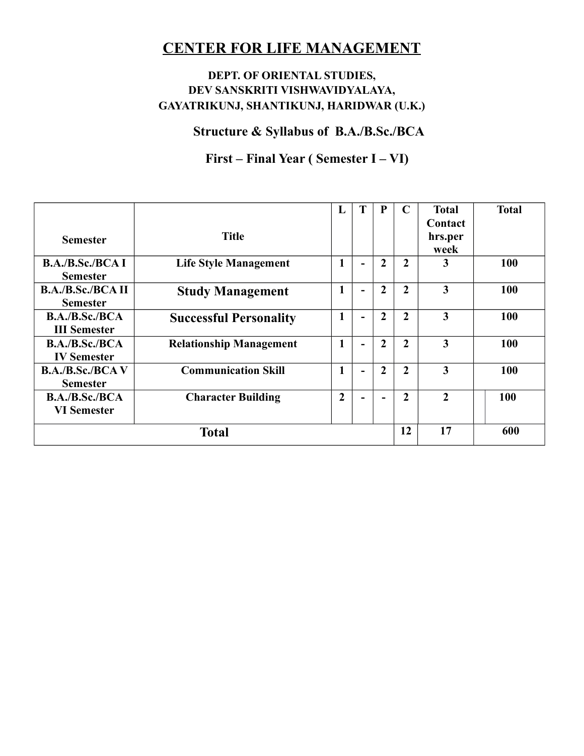# CENTER FOR LIFE MANAGEMENT

**DEPT. OF ORIENTAL STUDIES,**
**DEV SANSKRITI VISHWAVIDYALAYA,**
**GAYATRIKUNJ, SHANTIKUNJ, HARIDWAR (U.K.)**

## Structure & Syllabus of B.A./B.Sc./BCA

## First – Final Year ( Semester I – VI)

| Semester | Title | L | T | P | C | Total Contact hrs.per week | Total |
|---|---|---|---|---|---|---|---|
| B.A./B.Sc./BCA I Semester | Life Style Management | 1 | - | 2 | 2 | 3 | 100 |
| B.A./B.Sc./BCA II Semester | Study Management | 1 | - | 2 | 2 | 3 | 100 |
| B.A./B.Sc./BCA III Semester | Successful Personality | 1 | - | 2 | 2 | 3 | 100 |
| B.A./B.Sc./BCA IV Semester | Relationship Management | 1 | - | 2 | 2 | 3 | 100 |
| B.A./B.Sc./BCA V Semester | Communication Skill | 1 | - | 2 | 2 | 3 | 100 |
| B.A./B.Sc./BCA VI Semester | Character Building | 2 | - | - | 2 | 2 | 100 |
| **Total** | | | | | 12 | 17 | 600 |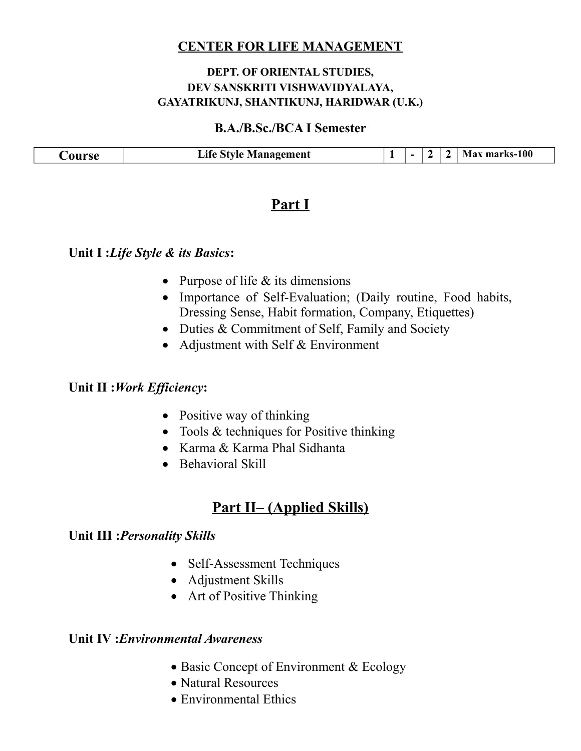**CENTER FOR LIFE MANAGEMENT**

**DEPT. OF ORIENTAL STUDIES,**
**DEV SANSKRITI VISHWAVIDYALAYA,**
**GAYATRIKUNJ, SHANTIKUNJ, HARIDWAR (U.K.)**

**B.A./B.Sc./BCA I Semester**

| Course | Life Style Management | 1 | - | 2 | 2 | Max marks-100 |
|---|---|---|---|---|---|---|

# Part I

**Unit I :*Life Style & its Basics*:**

- Purpose of life & its dimensions
- Importance of Self-Evaluation; (Daily routine, Food habits, Dressing Sense, Habit formation, Company, Etiquettes)
- Duties & Commitment of Self, Family and Society
- Adjustment with Self & Environment

**Unit II :*Work Efficiency*:**

- Positive way of thinking
- Tools & techniques for Positive thinking
- Karma & Karma Phal Sidhanta
- Behavioral Skill

# Part II– (Applied Skills)

**Unit III :*Personality Skills***

- Self-Assessment Techniques
- Adjustment Skills
- Art of Positive Thinking

**Unit IV :*Environmental Awareness***

- Basic Concept of Environment & Ecology
- Natural Resources
- Environmental Ethics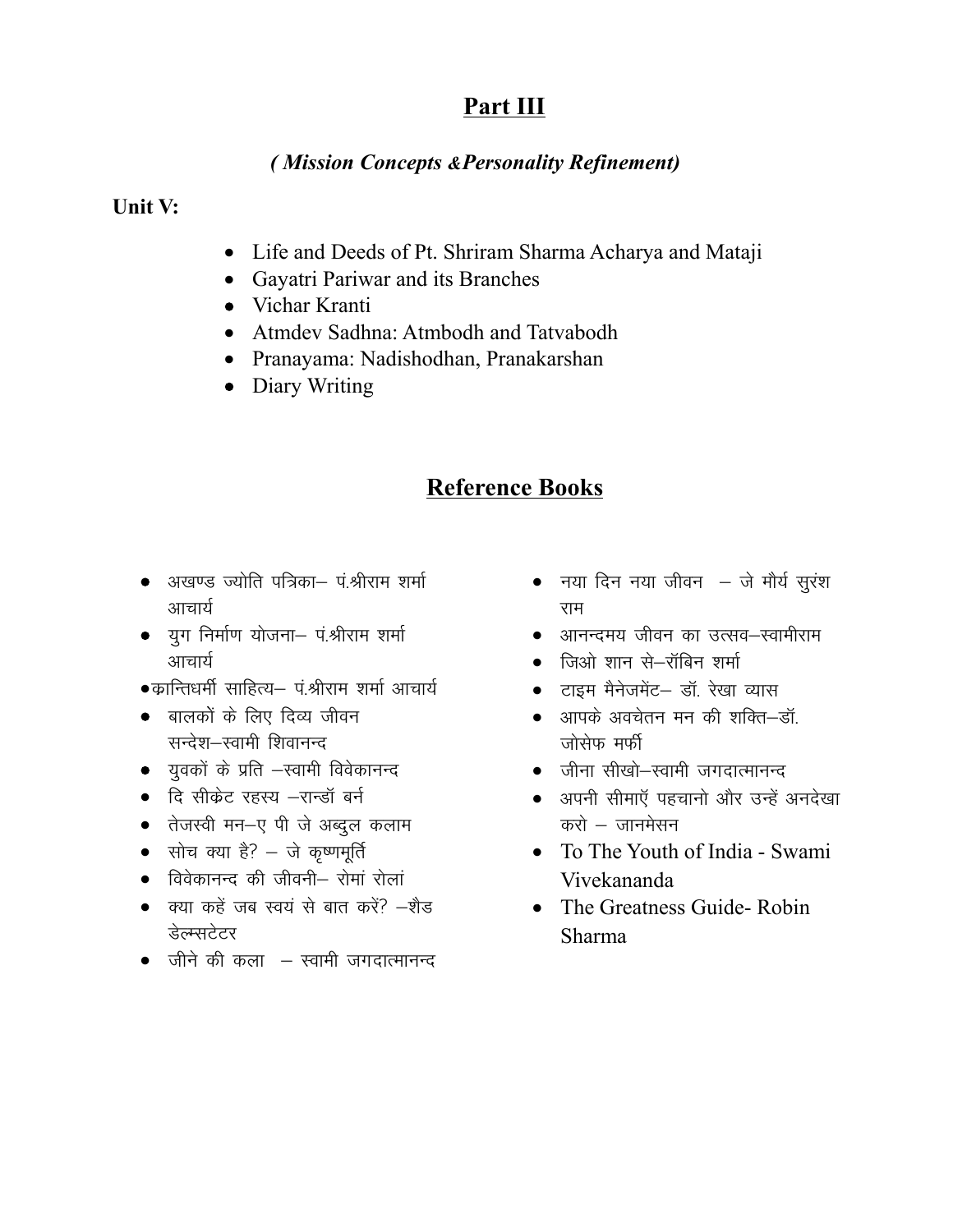# Part III

## *( Mission Concepts &Personality Refinement)*

**Unit V:**

- Life and Deeds of Pt. Shriram Sharma Acharya and Mataji
- Gayatri Pariwar and its Branches
- Vichar Kranti
- Atmdev Sadhna: Atmbodh and Tatvabodh
- Pranayama: Nadishodhan, Pranakarshan
- Diary Writing

## Reference Books

- अखण्ड ज्योति पत्रिका– पं.श्रीराम शर्मा आचार्य
- युग निर्माण योजना– पं.श्रीराम शर्मा आचार्य
- क्रान्तिधर्मी साहित्य– पं.श्रीराम शर्मा आचार्य
- बालकों के लिए दिव्य जीवन सन्देश–स्वामी शिवानन्द
- युवकों के प्रति –स्वामी विवेकानन्द
- दि सीक्रेट रहस्य –रान्डॉ बर्न
- तेजस्वी मन–ए पी जे अब्दुल कलाम
- सोच क्या है? – जे कृष्णमूर्ति
- विवेकानन्द की जीवनी– रोमां रोलां
- क्या कहें जब स्वयं से बात करें? –शैड डेल्मसटेटर
- जीने की कला – स्वामी जगदात्मानन्द
- नया दिन नया जीवन – जे मौर्य सुरंश राम
- आनन्दमय जीवन का उत्सव–स्वामीराम
- जिओ शान से–रॉबिन शर्मा
- टाइम मैनेजमेंट– डॉ. रेखा व्यास
- आपके अवचेतन मन की शक्ति–डॉ. जोसेफ मर्फी
- जीना सीखो–स्वामी जगदात्मानन्द
- अपनी सीमाएँ पहचानो और उन्हें अनदेखा करो – जानमेसन
- To The Youth of India - Swami Vivekananda
- The Greatness Guide- Robin Sharma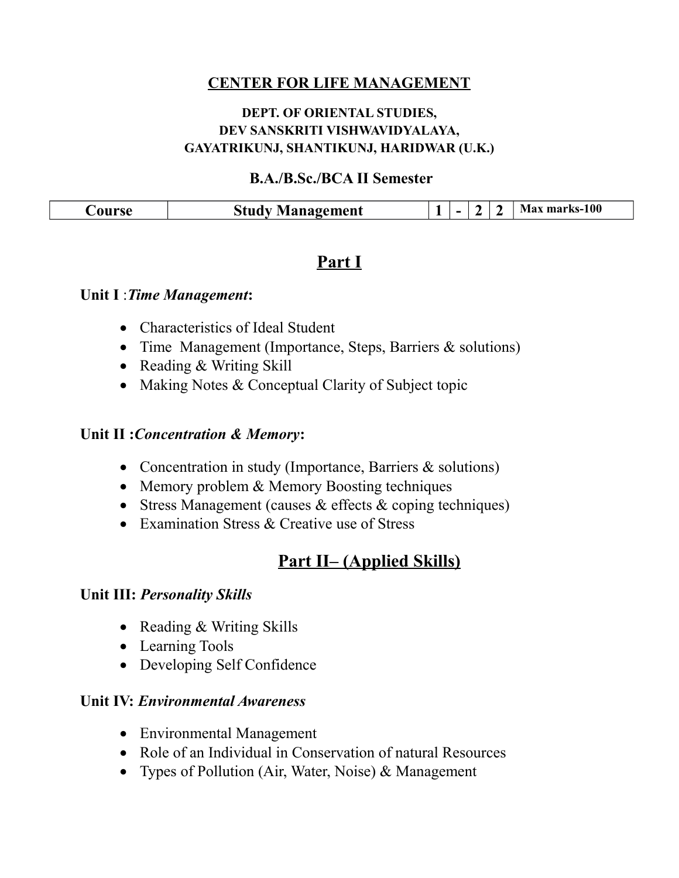# CENTER FOR LIFE MANAGEMENT

**DEPT. OF ORIENTAL STUDIES,**
**DEV SANSKRITI VISHWAVIDYALAYA,**
**GAYATRIKUNJ, SHANTIKUNJ, HARIDWAR (U.K.)**

**B.A./B.Sc./BCA II Semester**

| Course | Study Management | 1 | - | 2 | 2 | Max marks-100 |
|---|---|---|---|---|---|---|

## Part I

**Unit I** :***Time Management*:**

- Characteristics of Ideal Student
- Time Management (Importance, Steps, Barriers & solutions)
- Reading & Writing Skill
- Making Notes & Conceptual Clarity of Subject topic

**Unit II :*Concentration & Memory*:**

- Concentration in study (Importance, Barriers & solutions)
- Memory problem & Memory Boosting techniques
- Stress Management (causes & effects & coping techniques)
- Examination Stress & Creative use of Stress

## Part II– (Applied Skills)

**Unit III:** ***Personality Skills***

- Reading & Writing Skills
- Learning Tools
- Developing Self Confidence

**Unit IV:** ***Environmental Awareness***

- Environmental Management
- Role of an Individual in Conservation of natural Resources
- Types of Pollution (Air, Water, Noise) & Management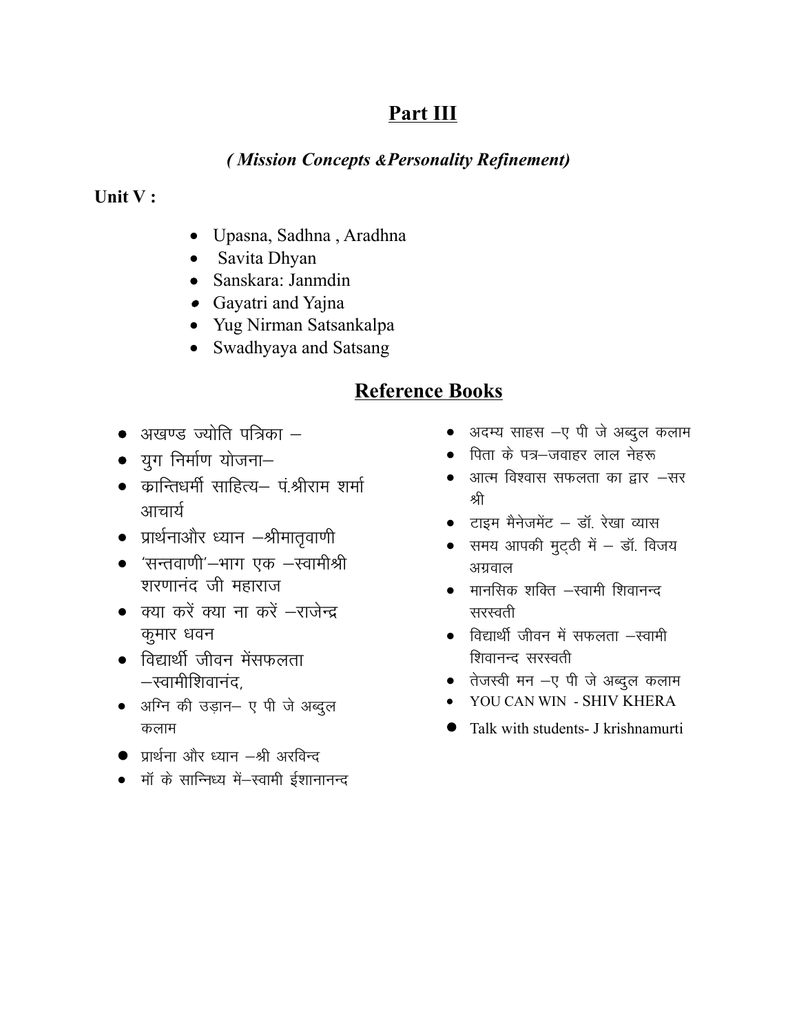# Part III

## *( Mission Concepts &Personality Refinement)*

**Unit V :**

- Upasna, Sadhna , Aradhna
- Savita Dhyan
- Sanskara: Janmdin
- Gayatri and Yajna
- Yug Nirman Satsankalpa
- Swadhyaya and Satsang

## Reference Books

- अखण्ड ज्योति पत्रिका –
- युग निर्माण योजना–
- क्रान्तिधर्मी साहित्य– पं.श्रीराम शर्मा आचार्य
- प्रार्थनाऔर ध्यान –श्रीमातृवाणी
- 'सन्तवाणी'–भाग एक –स्वामीश्री शरणानंद जी महाराज
- क्या करें क्या ना करें –राजेन्द्र कुमार धवन
- विद्यार्थी जीवन मेंसफलता –स्वामीशिवानंद,
- अग्नि की उड़ान– ए पी जे अब्दुल कलाम
- प्रार्थना और ध्यान –श्री अरविन्द
- माँ के सान्निध्य में–स्वामी ईशानानन्द
- अदम्य साहस –ए पी जे अब्दुल कलाम
- पिता के पत्र–जवाहर लाल नेहरू
- आत्म विश्वास सफलता का द्वार –सर श्री
- टाइम मैनेजमेंट – डॉ. रेखा व्यास
- समय आपकी मुट्ठी में – डॉ. विजय अग्रवाल
- मानसिक शक्ति –स्वामी शिवानन्द सरस्वती
- विद्यार्थी जीवन में सफलता –स्वामी शिवानन्द सरस्वती
- तेजस्वी मन –ए पी जे अब्दुल कलाम
- YOU CAN WIN - SHIV KHERA
- Talk with students- J krishnamurti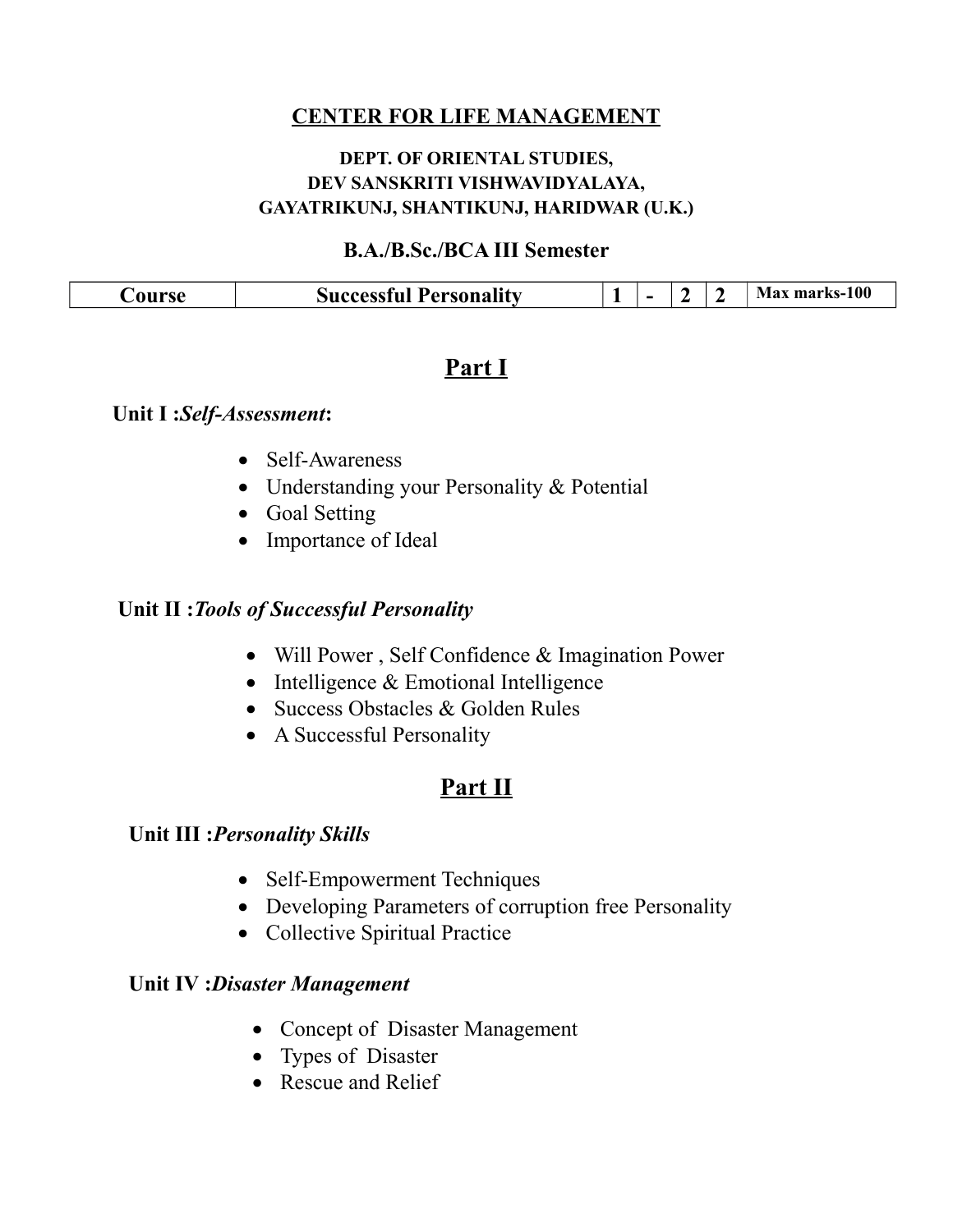## CENTER FOR LIFE MANAGEMENT

**DEPT. OF ORIENTAL STUDIES,**
**DEV SANSKRITI VISHWAVIDYALAYA,**
**GAYATRIKUNJ, SHANTIKUNJ, HARIDWAR (U.K.)**

### B.A./B.Sc./BCA III Semester

| Course | Successful Personality | 1 | - | 2 | 2 | Max marks-100 |
|---|---|---|---|---|---|---|

# Part I

**Unit I :*Self-Assessment*:**

- Self-Awareness
- Understanding your Personality & Potential
- Goal Setting
- Importance of Ideal

**Unit II :*Tools of Successful Personality***

- Will Power , Self Confidence & Imagination Power
- Intelligence & Emotional Intelligence
- Success Obstacles & Golden Rules
- A Successful Personality

# Part II

**Unit III :*Personality Skills***

- Self-Empowerment Techniques
- Developing Parameters of corruption free Personality
- Collective Spiritual Practice

**Unit IV :*Disaster Management***

- Concept of Disaster Management
- Types of Disaster
- Rescue and Relief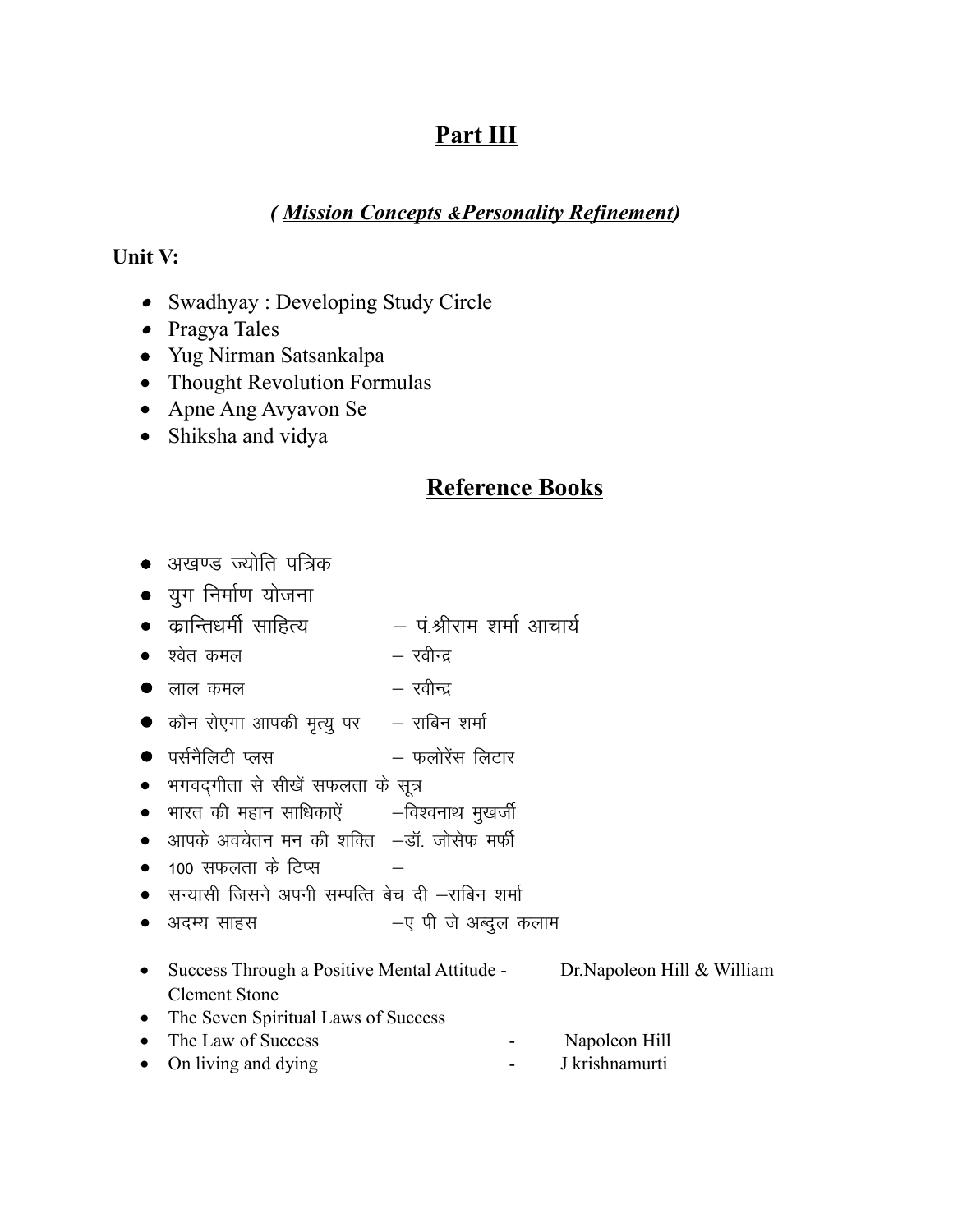# Part III

## *( Mission Concepts &Personality Refinement)*

**Unit V:**

- Swadhyay : Developing Study Circle
- Pragya Tales
- Yug Nirman Satsankalpa
- Thought Revolution Formulas
- Apne Ang Avyavon Se
- Shiksha and vidya

## Reference Books

- अखण्ड ज्योति पत्रिक
- युग निर्माण योजना
- क्रान्तिधर्मी साहित्य – पं.श्रीराम शर्मा आचार्य
- श्वेत कमल – रवीन्द्र
- लाल कमल – रवीन्द्र
- कौन रोएगा आपकी मृत्यु पर – राबिन शर्मा
- पर्सनैलिटी प्लस – फलोरेंस लिटार
- भगवद्गीता से सीखें सफलता के सूत्र
- भारत की महान साधिकाऐं –विश्वनाथ मुखर्जी
- आपके अवचेतन मन की शक्ति –डॉ. जोसेफ मर्फी
- 100 सफलता के टिप्स –
- सन्यासी जिसने अपनी सम्पत्ति बेच दी –राबिन शर्मा
- अदम्य साहस –ए पी जे अब्दुल कलाम

- Success Through a Positive Mental Attitude - Dr.Napoleon Hill & William Clement Stone
- The Seven Spiritual Laws of Success
- The Law of Success - Napoleon Hill
- On living and dying - J krishnamurti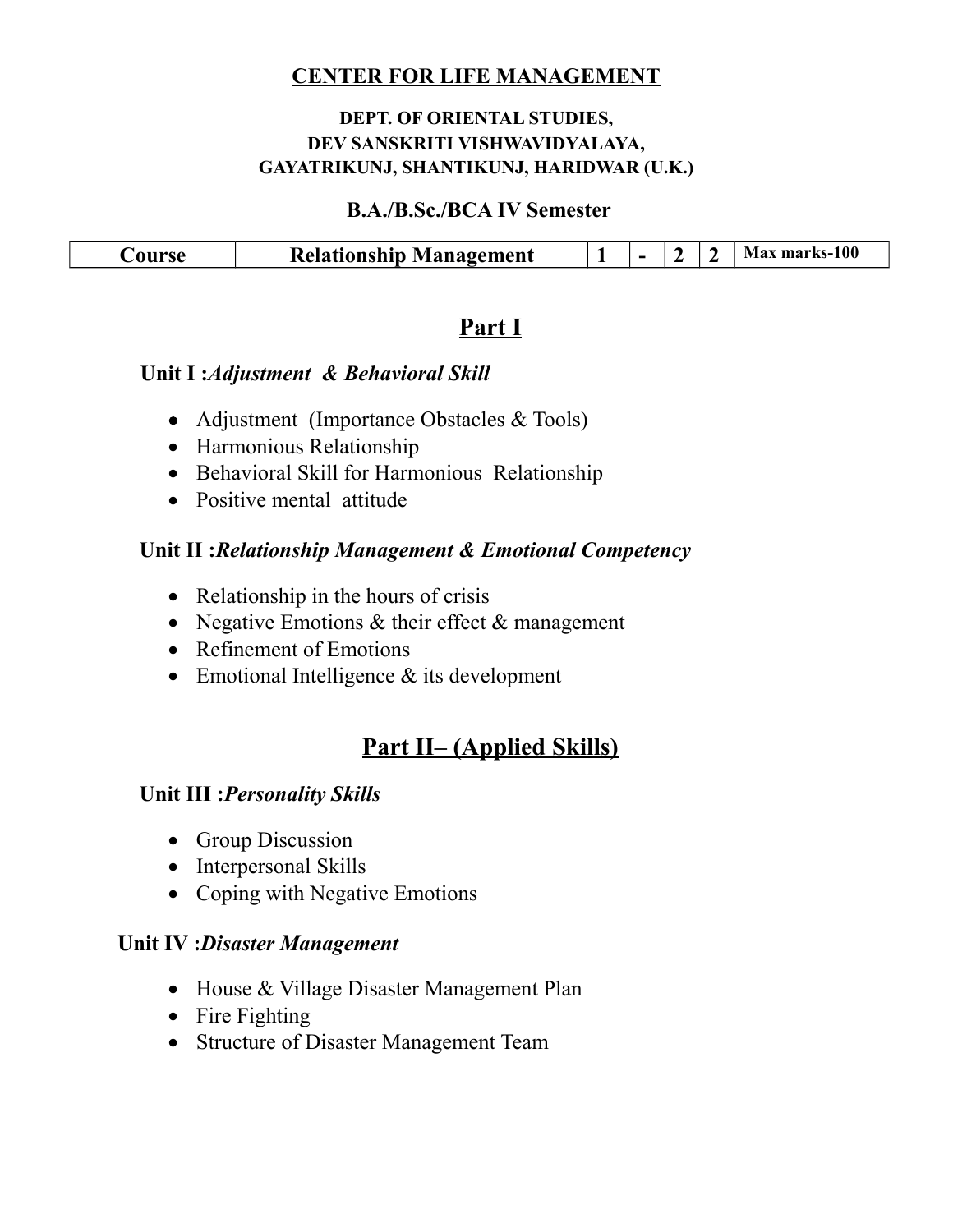**CENTER FOR LIFE MANAGEMENT**

**DEPT. OF ORIENTAL STUDIES,**
**DEV SANSKRITI VISHWAVIDYALAYA,**
**GAYATRIKUNJ, SHANTIKUNJ, HARIDWAR (U.K.)**

**B.A./B.Sc./BCA IV Semester**

| Course | Relationship Management | 1 | - | 2 | 2 | Max marks-100 |
|---|---|---|---|---|---|---|

## Part I

**Unit I :*Adjustment & Behavioral Skill***

- Adjustment (Importance Obstacles & Tools)
- Harmonious Relationship
- Behavioral Skill for Harmonious Relationship
- Positive mental attitude

**Unit II :*Relationship Management & Emotional Competency***

- Relationship in the hours of crisis
- Negative Emotions & their effect & management
- Refinement of Emotions
- Emotional Intelligence & its development

## Part II– (Applied Skills)

**Unit III :*Personality Skills***

- Group Discussion
- Interpersonal Skills
- Coping with Negative Emotions

**Unit IV :*Disaster Management***

- House & Village Disaster Management Plan
- Fire Fighting
- Structure of Disaster Management Team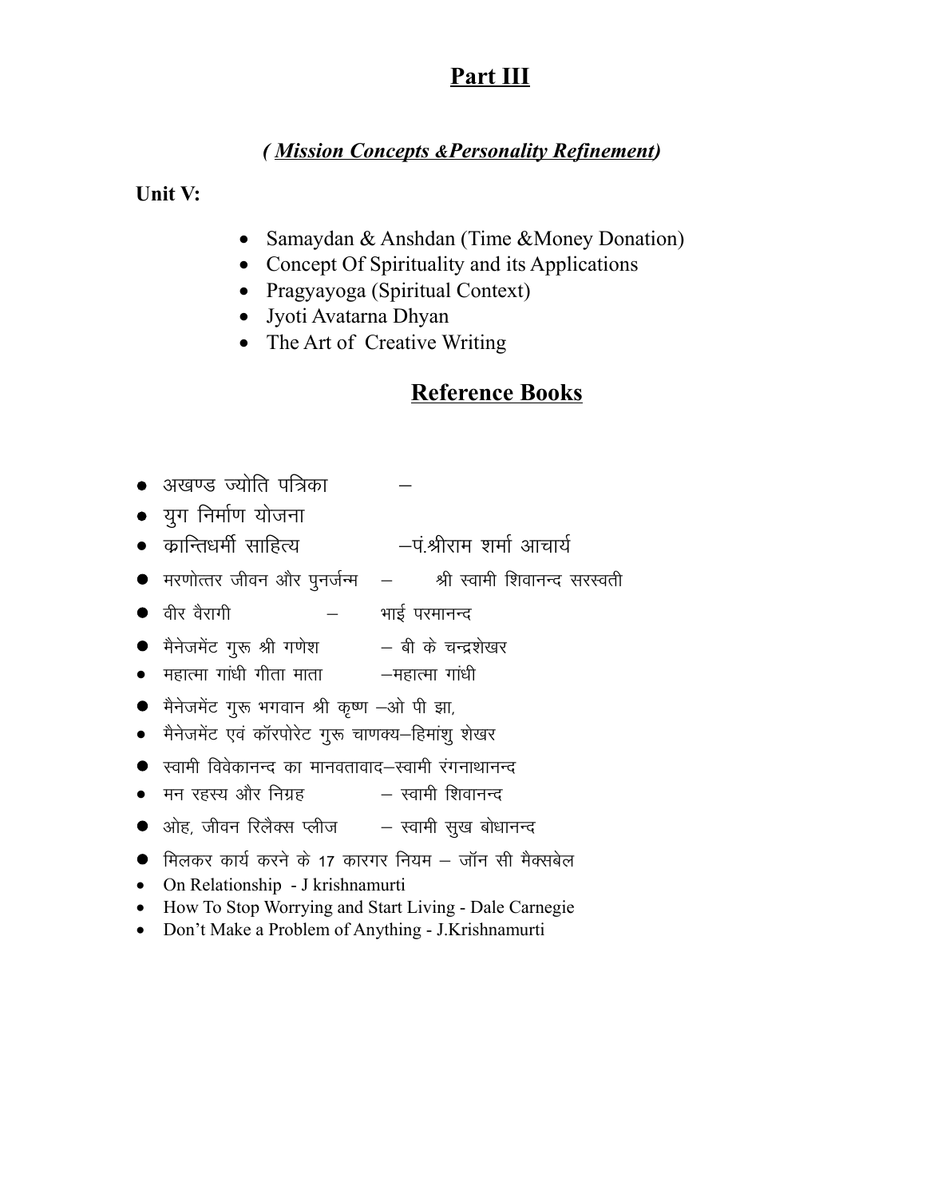## Part III

### *( Mission Concepts &Personality Refinement)*

**Unit V:**

- Samaydan & Anshdan (Time &Money Donation)
- Concept Of Spirituality and its Applications
- Pragyayoga (Spiritual Context)
- Jyoti Avatarna Dhyan
- The Art of Creative Writing

## Reference Books

- अखण्ड ज्योति पत्रिका –
- युग निर्माण योजना
- क्रान्तिधर्मी साहित्य –पं.श्रीराम शर्मा आचार्य
- मरणोत्तर जीवन और पुनर्जन्म – श्री स्वामी शिवानन्द सरस्वती
- वीर वैरागी – भाई परमानन्द
- मैनेजमेंट गुरू श्री गणेश – बी के चन्द्रशेखर
- महात्मा गांधी गीता माता –महात्मा गांधी
- मैनेजमेंट गुरू भगवान श्री कृष्ण –ओ पी झा,
- मैनेजमेंट एवं कॉरपोरेट गुरू चाणक्य–हिमांशु शेखर
- स्वामी विवेकानन्द का मानवतावाद–स्वामी रंगनाथानन्द
- मन रहस्य और निग्रह – स्वामी शिवानन्द
- ओह, जीवन रिलैक्स प्लीज – स्वामी सुख बोधानन्द
- मिलकर कार्य करने के 17 कारगर नियम – जॉन सी मैक्सबेल
- On Relationship - J krishnamurti
- How To Stop Worrying and Start Living - Dale Carnegie
- Don't Make a Problem of Anything - J.Krishnamurti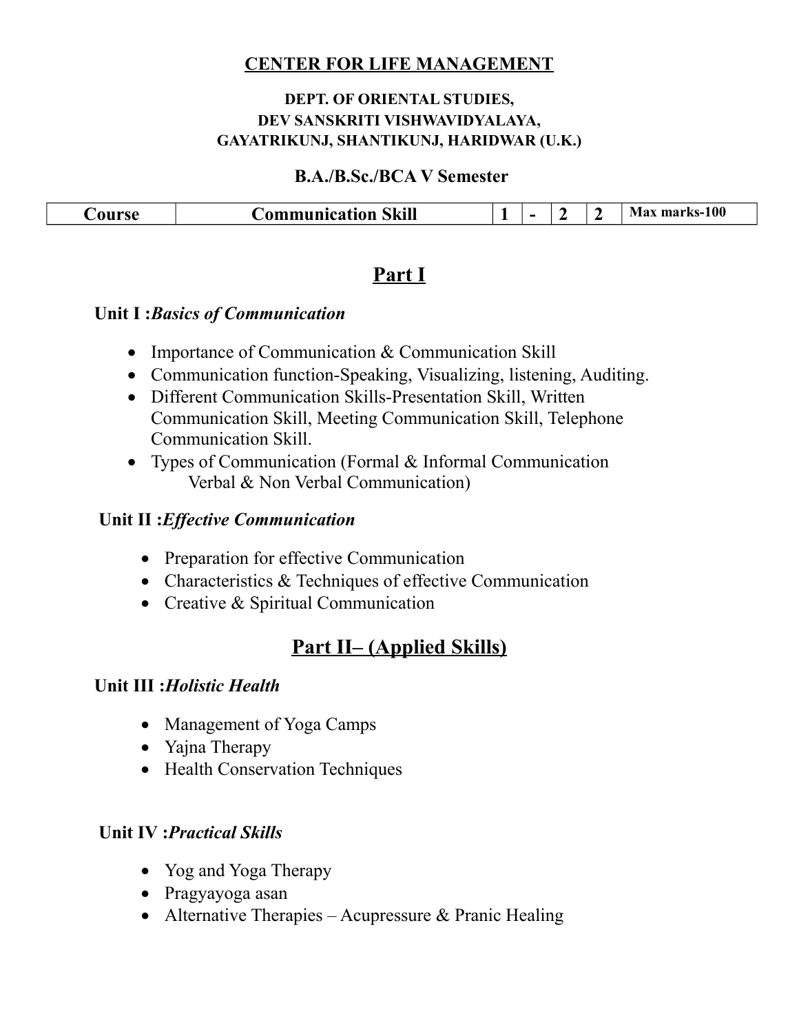**CENTER FOR LIFE MANAGEMENT**

**DEPT. OF ORIENTAL STUDIES,**
**DEV SANSKRITI VISHWAVIDYALAYA,**
**GAYATRIKUNJ, SHANTIKUNJ, HARIDWAR (U.K.)**

**B.A./B.Sc./BCA V Semester**

| Course | Communication Skill | 1 | - | 2 | 2 | Max marks-100 |
|---|---|---|---|---|---|---|

## Part I

**Unit I :*Basics of Communication***

- Importance of Communication & Communication Skill
- Communication function-Speaking, Visualizing, listening, Auditing.
- Different Communication Skills-Presentation Skill, Written Communication Skill, Meeting Communication Skill, Telephone Communication Skill.
- Types of Communication (Formal & Informal Communication Verbal & Non Verbal Communication)

**Unit II :*Effective Communication***

- Preparation for effective Communication
- Characteristics & Techniques of effective Communication
- Creative & Spiritual Communication

## Part II– (Applied Skills)

**Unit III :*Holistic Health***

- Management of Yoga Camps
- Yajna Therapy
- Health Conservation Techniques

**Unit IV :*Practical Skills***

- Yog and Yoga Therapy
- Pragyayoga asan
- Alternative Therapies – Acupressure & Pranic Healing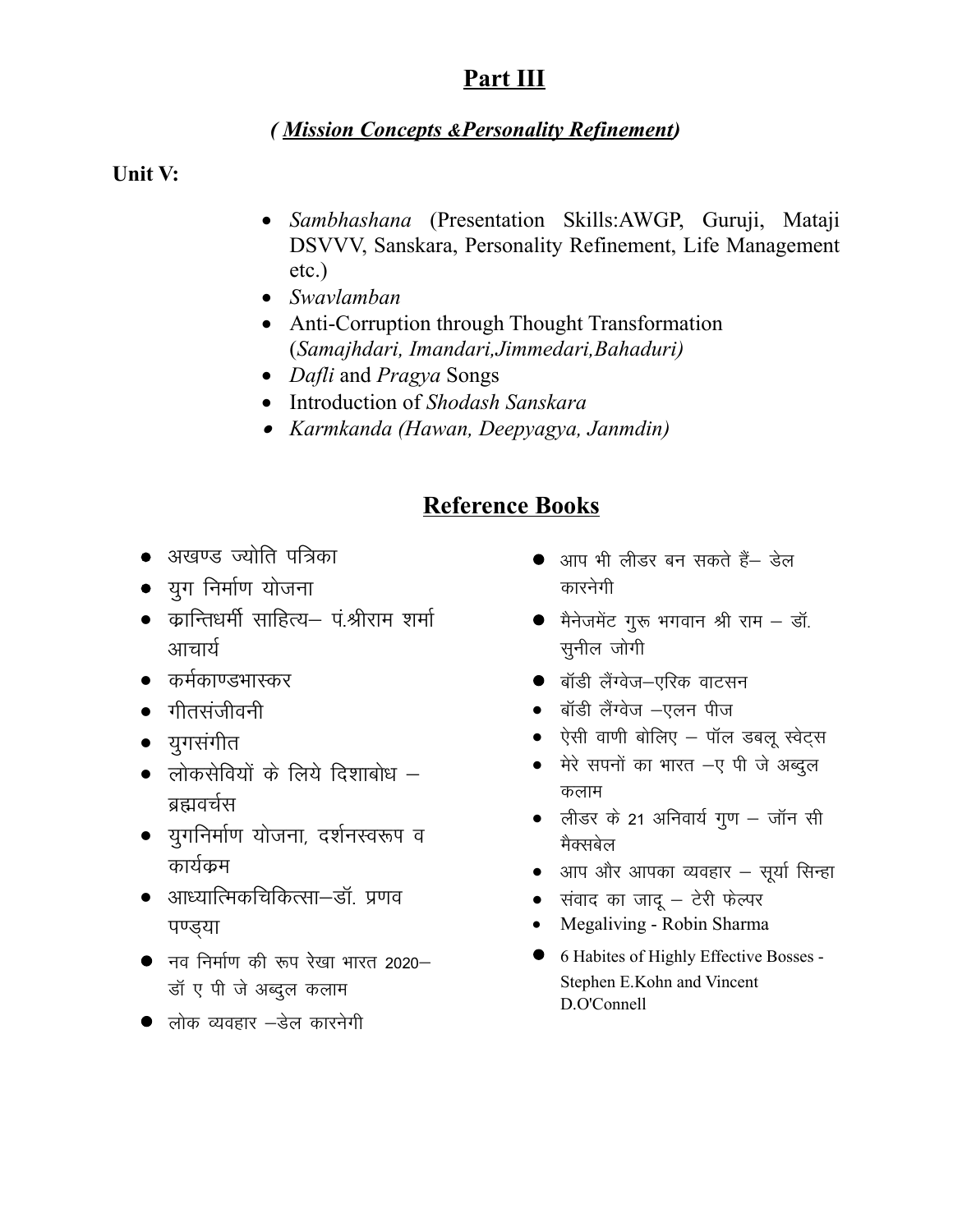# Part III

## *( Mission Concepts &Personality Refinement)*

**Unit V:**

- *Sambhashana* (Presentation Skills:AWGP, Guruji, Mataji DSVVV, Sanskara, Personality Refinement, Life Management etc.)
- *Swavlamban*
- Anti-Corruption through Thought Transformation (*Samajhdari, Imandari,Jimmedari,Bahaduri)*
- *Dafli* and *Pragya* Songs
- Introduction of *Shodash Sanskara*
- *Karmkanda (Hawan, Deepyagya, Janmdin)*

## Reference Books

- अखण्ड ज्योति पत्रिका
- युग निर्माण योजना
- क्रान्तिधर्मी साहित्य– पं.श्रीराम शर्मा आचार्य
- कर्मकाण्डभास्कर
- गीतसंजीवनी
- युगसंगीत
- लोकसेवियों के लिये दिशाबोध – ब्रह्मवर्चस
- युगनिर्माण योजना, दर्शनस्वरूप व कार्यक्रम
- आध्यात्मिकचिकित्सा–डॉ. प्रणव पण्ड्या
- नव निर्माण की रूप रेखा भारत 2020– डॉ ए पी जे अब्दुल कलाम
- लोक व्यवहार –डेल कारनेगी
- आप भी लीडर बन सकते हैं– डेल कारनेगी
- मैनेजमेंट गुरू भगवान श्री राम – डॉ. सुनील जोगी
- बॉडी लैंग्वेज–एरिक वाटसन
- बॉडी लैंग्वेज –एलन पीज
- ऐसी वाणी बोलिए – पॉल डबलू स्वेट्स
- मेरे सपनों का भारत –ए पी जे अब्दुल कलाम
- लीडर के 21 अनिवार्य गुण – जॉन सी मैक्सबेल
- आप और आपका व्यवहार – सूर्या सिन्हा
- संवाद का जादू – टेरी फेल्पर
- Megaliving - Robin Sharma
- 6 Habites of Highly Effective Bosses - Stephen E.Kohn and Vincent D.O'Connell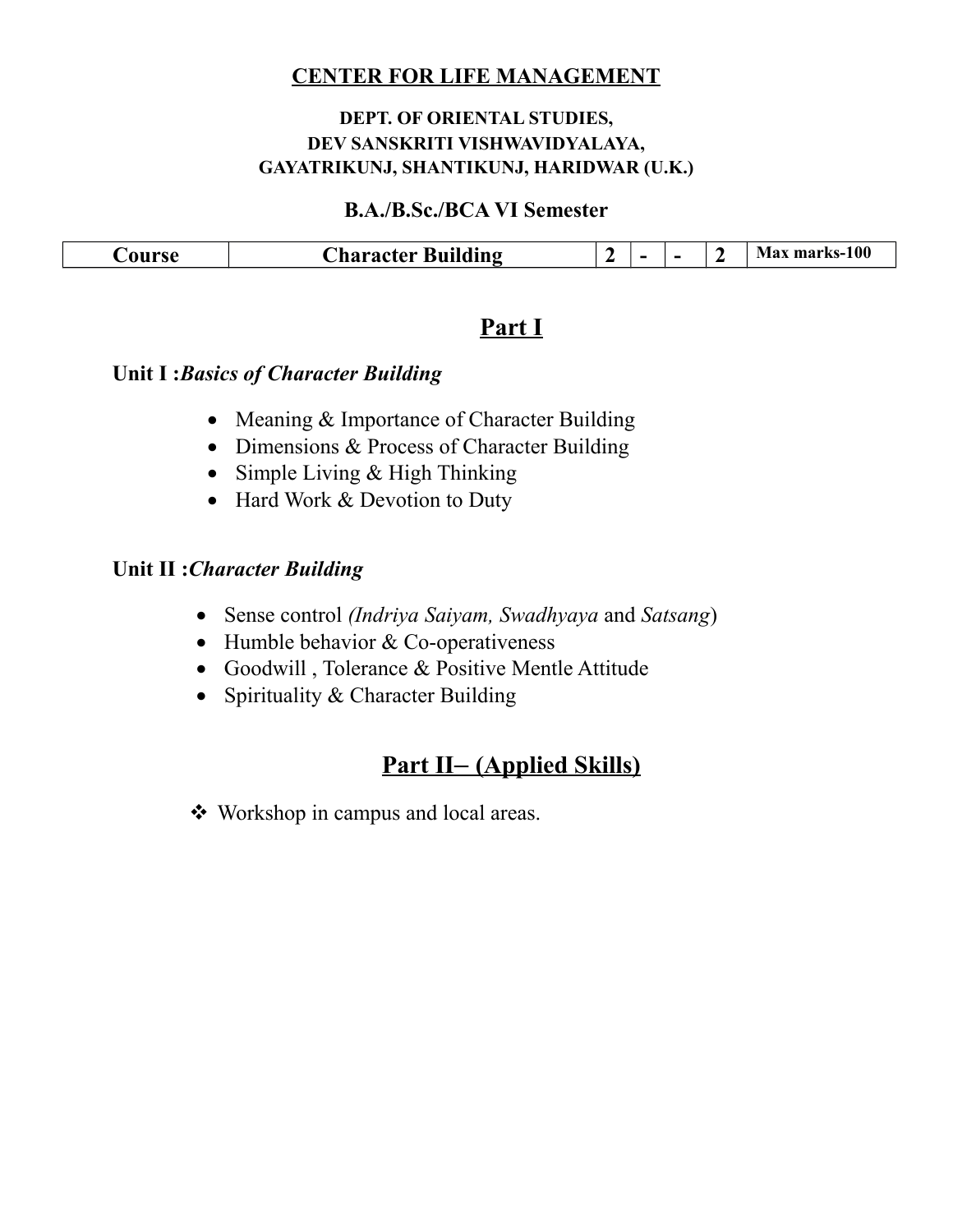**CENTER FOR LIFE MANAGEMENT**

**DEPT. OF ORIENTAL STUDIES,**
**DEV SANSKRITI VISHWAVIDYALAYA,**
**GAYATRIKUNJ, SHANTIKUNJ, HARIDWAR (U.K.)**

**B.A./B.Sc./BCA VI Semester**

| Course | Character Building | 2 | - | - | 2 | Max marks-100 |
|---|---|---|---|---|---|---|

# Part I

**Unit I :*Basics of Character Building***

- Meaning & Importance of Character Building
- Dimensions & Process of Character Building
- Simple Living & High Thinking
- Hard Work & Devotion to Duty

**Unit II :*Character Building***

- Sense control *(Indriya Saiyam, Swadhyaya* and *Satsang*)
- Humble behavior & Co-operativeness
- Goodwill , Tolerance & Positive Mentle Attitude
- Spirituality & Character Building

# Part II– (Applied Skills)

- ❖ Workshop in campus and local areas.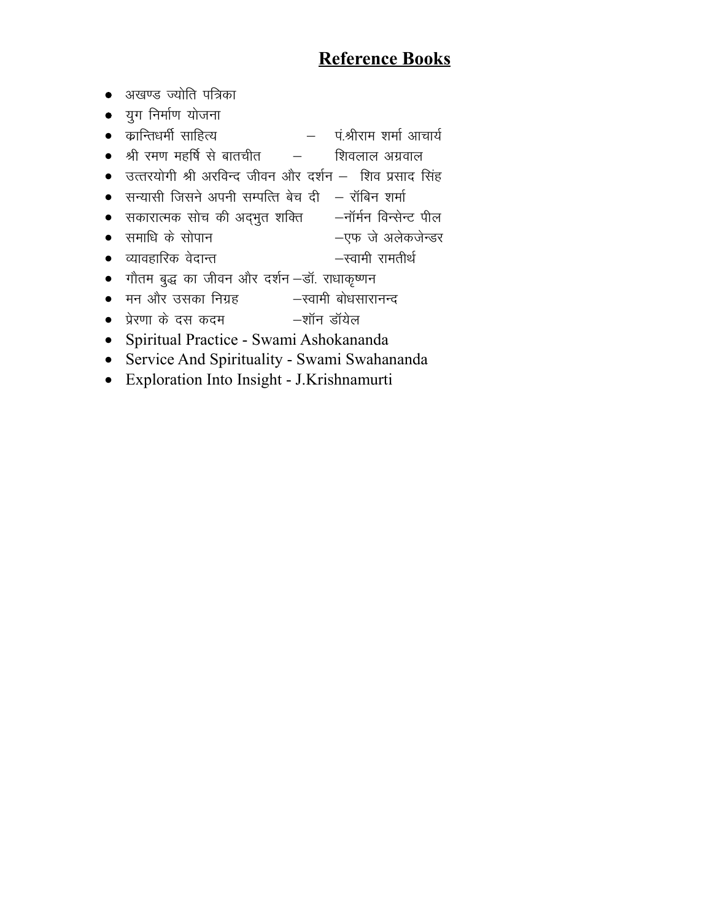## Reference Books

- अखण्ड ज्योति पत्रिका
- युग निर्माण योजना
- क्रान्तिधर्मी साहित्य – पं.श्रीराम शर्मा आचार्य
- श्री रमण महर्षि से बातचीत – शिवलाल अग्रवाल
- उत्तरयोगी श्री अरविन्द जीवन और दर्शन – शिव प्रसाद सिंह
- सन्यासी जिसने अपनी सम्पत्ति बेच दी – रॉबिन शर्मा
- सकारात्मक सोच की अद्भुत शक्ति –नॉर्मन विन्सेन्ट पील
- समाधि के सोपान –एफ जे अलेकजेन्डर
- व्यावहारिक वेदान्त –स्वामी रामतीर्थ
- गौतम बुद्ध का जीवन और दर्शन –डॉ. राधाकृष्णन
- मन और उसका निग्रह –स्वामी बोधसारानन्द
- प्रेरणा के दस कदम –शॉन डॉयेल
- Spiritual Practice - Swami Ashokananda
- Service And Spirituality - Swami Swahananda
- Exploration Into Insight - J.Krishnamurti